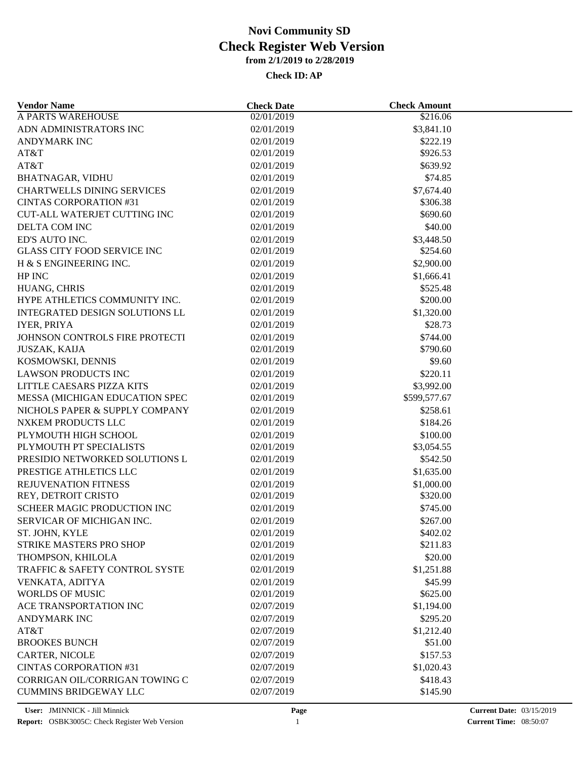# Novi Community SD
# Check Register Web Version
### from 2/1/2019 to 2/28/2019
### Check ID: AP

| Vendor Name | Check Date | Check Amount |
|---|---|---|
| A PARTS WAREHOUSE | 02/01/2019 | $216.06 |
| ADN ADMINISTRATORS INC | 02/01/2019 | $3,841.10 |
| ANDYMARK INC | 02/01/2019 | $222.19 |
| AT&T | 02/01/2019 | $926.53 |
| AT&T | 02/01/2019 | $639.92 |
| BHATNAGAR, VIDHU | 02/01/2019 | $74.85 |
| CHARTWELLS DINING SERVICES | 02/01/2019 | $7,674.40 |
| CINTAS CORPORATION #31 | 02/01/2019 | $306.38 |
| CUT-ALL WATERJET CUTTING INC | 02/01/2019 | $690.60 |
| DELTA COM INC | 02/01/2019 | $40.00 |
| ED'S AUTO INC. | 02/01/2019 | $3,448.50 |
| GLASS CITY FOOD SERVICE INC | 02/01/2019 | $254.60 |
| H & S ENGINEERING INC. | 02/01/2019 | $2,900.00 |
| HP INC | 02/01/2019 | $1,666.41 |
| HUANG, CHRIS | 02/01/2019 | $525.48 |
| HYPE ATHLETICS COMMUNITY INC. | 02/01/2019 | $200.00 |
| INTEGRATED DESIGN SOLUTIONS LL | 02/01/2019 | $1,320.00 |
| IYER, PRIYA | 02/01/2019 | $28.73 |
| JOHNSON CONTROLS FIRE PROTECTI | 02/01/2019 | $744.00 |
| JUSZAK, KAIJA | 02/01/2019 | $790.60 |
| KOSMOWSKI, DENNIS | 02/01/2019 | $9.60 |
| LAWSON PRODUCTS INC | 02/01/2019 | $220.11 |
| LITTLE CAESARS PIZZA KITS | 02/01/2019 | $3,992.00 |
| MESSA (MICHIGAN EDUCATION SPEC | 02/01/2019 | $599,577.67 |
| NICHOLS PAPER & SUPPLY COMPANY | 02/01/2019 | $258.61 |
| NXKEM PRODUCTS LLC | 02/01/2019 | $184.26 |
| PLYMOUTH HIGH SCHOOL | 02/01/2019 | $100.00 |
| PLYMOUTH PT SPECIALISTS | 02/01/2019 | $3,054.55 |
| PRESIDIO NETWORKED SOLUTIONS L | 02/01/2019 | $542.50 |
| PRESTIGE ATHLETICS LLC | 02/01/2019 | $1,635.00 |
| REJUVENATION FITNESS | 02/01/2019 | $1,000.00 |
| REY, DETROIT CRISTO | 02/01/2019 | $320.00 |
| SCHEER MAGIC PRODUCTION INC | 02/01/2019 | $745.00 |
| SERVICAR OF MICHIGAN INC. | 02/01/2019 | $267.00 |
| ST. JOHN, KYLE | 02/01/2019 | $402.02 |
| STRIKE MASTERS PRO SHOP | 02/01/2019 | $211.83 |
| THOMPSON, KHILOLA | 02/01/2019 | $20.00 |
| TRAFFIC & SAFETY CONTROL SYSTE | 02/01/2019 | $1,251.88 |
| VENKATA, ADITYA | 02/01/2019 | $45.99 |
| WORLDS OF MUSIC | 02/01/2019 | $625.00 |
| ACE TRANSPORTATION INC | 02/07/2019 | $1,194.00 |
| ANDYMARK INC | 02/07/2019 | $295.20 |
| AT&T | 02/07/2019 | $1,212.40 |
| BROOKES BUNCH | 02/07/2019 | $51.00 |
| CARTER, NICOLE | 02/07/2019 | $157.53 |
| CINTAS CORPORATION #31 | 02/07/2019 | $1,020.43 |
| CORRIGAN OIL/CORRIGAN TOWING C | 02/07/2019 | $418.43 |
| CUMMINS BRIDGEWAY LLC | 02/07/2019 | $145.90 |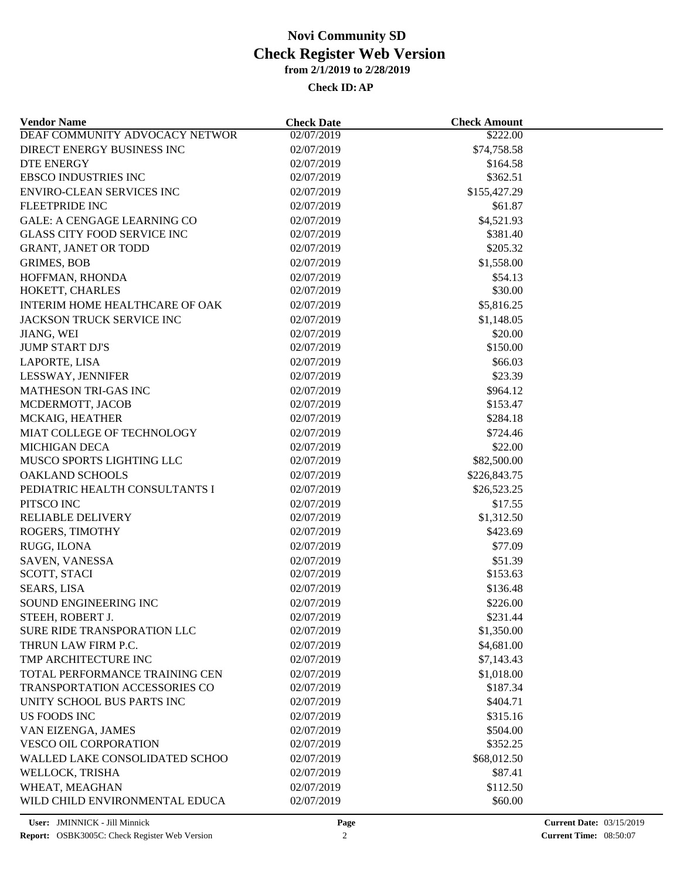# Novi Community SD
## Check Register Web Version
### from 2/1/2019 to 2/28/2019

**Check ID: AP**

| Vendor Name | Check Date | Check Amount |
|---|---|---|
| DEAF COMMUNITY ADVOCACY NETWOR | 02/07/2019 | $222.00 |
| DIRECT ENERGY BUSINESS INC | 02/07/2019 | $74,758.58 |
| DTE ENERGY | 02/07/2019 | $164.58 |
| EBSCO INDUSTRIES INC | 02/07/2019 | $362.51 |
| ENVIRO-CLEAN SERVICES INC | 02/07/2019 | $155,427.29 |
| FLEETPRIDE INC | 02/07/2019 | $61.87 |
| GALE: A CENGAGE LEARNING CO | 02/07/2019 | $4,521.93 |
| GLASS CITY FOOD SERVICE INC | 02/07/2019 | $381.40 |
| GRANT, JANET OR TODD | 02/07/2019 | $205.32 |
| GRIMES, BOB | 02/07/2019 | $1,558.00 |
| HOFFMAN, RHONDA | 02/07/2019 | $54.13 |
| HOKETT, CHARLES | 02/07/2019 | $30.00 |
| INTERIM HOME HEALTHCARE OF OAK | 02/07/2019 | $5,816.25 |
| JACKSON TRUCK SERVICE INC | 02/07/2019 | $1,148.05 |
| JIANG, WEI | 02/07/2019 | $20.00 |
| JUMP START DJ'S | 02/07/2019 | $150.00 |
| LAPORTE, LISA | 02/07/2019 | $66.03 |
| LESSWAY, JENNIFER | 02/07/2019 | $23.39 |
| MATHESON TRI-GAS INC | 02/07/2019 | $964.12 |
| MCDERMOTT, JACOB | 02/07/2019 | $153.47 |
| MCKAIG, HEATHER | 02/07/2019 | $284.18 |
| MIAT COLLEGE OF TECHNOLOGY | 02/07/2019 | $724.46 |
| MICHIGAN DECA | 02/07/2019 | $22.00 |
| MUSCO SPORTS LIGHTING LLC | 02/07/2019 | $82,500.00 |
| OAKLAND SCHOOLS | 02/07/2019 | $226,843.75 |
| PEDIATRIC HEALTH CONSULTANTS I | 02/07/2019 | $26,523.25 |
| PITSCO INC | 02/07/2019 | $17.55 |
| RELIABLE DELIVERY | 02/07/2019 | $1,312.50 |
| ROGERS, TIMOTHY | 02/07/2019 | $423.69 |
| RUGG, ILONA | 02/07/2019 | $77.09 |
| SAVEN, VANESSA | 02/07/2019 | $51.39 |
| SCOTT, STACI | 02/07/2019 | $153.63 |
| SEARS, LISA | 02/07/2019 | $136.48 |
| SOUND ENGINEERING INC | 02/07/2019 | $226.00 |
| STEEH, ROBERT J. | 02/07/2019 | $231.44 |
| SURE RIDE TRANSPORATION LLC | 02/07/2019 | $1,350.00 |
| THRUN LAW FIRM P.C. | 02/07/2019 | $4,681.00 |
| TMP ARCHITECTURE INC | 02/07/2019 | $7,143.43 |
| TOTAL PERFORMANCE TRAINING CEN | 02/07/2019 | $1,018.00 |
| TRANSPORTATION ACCESSORIES CO | 02/07/2019 | $187.34 |
| UNITY SCHOOL BUS PARTS INC | 02/07/2019 | $404.71 |
| US FOODS INC | 02/07/2019 | $315.16 |
| VAN EIZENGA, JAMES | 02/07/2019 | $504.00 |
| VESCO OIL CORPORATION | 02/07/2019 | $352.25 |
| WALLED LAKE CONSOLIDATED SCHOO | 02/07/2019 | $68,012.50 |
| WELLOCK, TRISHA | 02/07/2019 | $87.41 |
| WHEAT, MEAGHAN | 02/07/2019 | $112.50 |
| WILD CHILD ENVIRONMENTAL EDUCA | 02/07/2019 | $60.00 |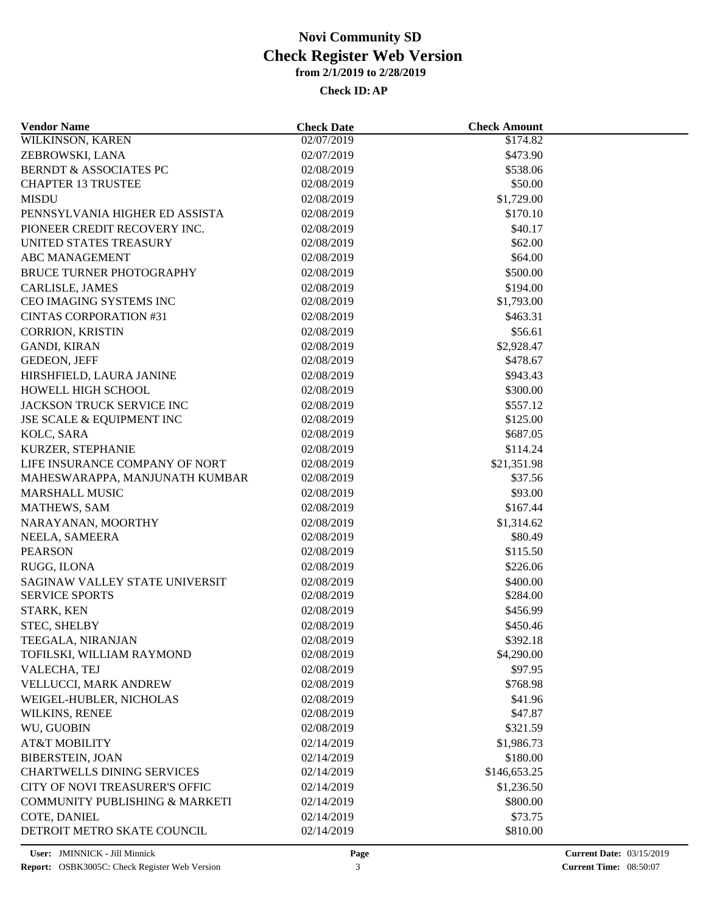# Novi Community SD
# Check Register Web Version
### from 2/1/2019 to 2/28/2019
### Check ID: AP

| Vendor Name | Check Date | Check Amount |
|---|---|---|
| WILKINSON, KAREN | 02/07/2019 | $174.82 |
| ZEBROWSKI, LANA | 02/07/2019 | $473.90 |
| BERNDT & ASSOCIATES PC | 02/08/2019 | $538.06 |
| CHAPTER 13 TRUSTEE | 02/08/2019 | $50.00 |
| MISDU | 02/08/2019 | $1,729.00 |
| PENNSYLVANIA HIGHER ED ASSISTA | 02/08/2019 | $170.10 |
| PIONEER CREDIT RECOVERY INC. | 02/08/2019 | $40.17 |
| UNITED STATES TREASURY | 02/08/2019 | $62.00 |
| ABC MANAGEMENT | 02/08/2019 | $64.00 |
| BRUCE TURNER PHOTOGRAPHY | 02/08/2019 | $500.00 |
| CARLISLE, JAMES | 02/08/2019 | $194.00 |
| CEO IMAGING SYSTEMS INC | 02/08/2019 | $1,793.00 |
| CINTAS CORPORATION #31 | 02/08/2019 | $463.31 |
| CORRION, KRISTIN | 02/08/2019 | $56.61 |
| GANDI, KIRAN | 02/08/2019 | $2,928.47 |
| GEDEON, JEFF | 02/08/2019 | $478.67 |
| HIRSHFIELD, LAURA JANINE | 02/08/2019 | $943.43 |
| HOWELL HIGH SCHOOL | 02/08/2019 | $300.00 |
| JACKSON TRUCK SERVICE INC | 02/08/2019 | $557.12 |
| JSE SCALE & EQUIPMENT INC | 02/08/2019 | $125.00 |
| KOLC, SARA | 02/08/2019 | $687.05 |
| KURZER, STEPHANIE | 02/08/2019 | $114.24 |
| LIFE INSURANCE COMPANY OF NORT | 02/08/2019 | $21,351.98 |
| MAHESWARAPPA, MANJUNATH KUMBAR | 02/08/2019 | $37.56 |
| MARSHALL MUSIC | 02/08/2019 | $93.00 |
| MATHEWS, SAM | 02/08/2019 | $167.44 |
| NARAYANAN, MOORTHY | 02/08/2019 | $1,314.62 |
| NEELA, SAMEERA | 02/08/2019 | $80.49 |
| PEARSON | 02/08/2019 | $115.50 |
| RUGG, ILONA | 02/08/2019 | $226.06 |
| SAGINAW VALLEY STATE UNIVERSIT | 02/08/2019 | $400.00 |
| SERVICE SPORTS | 02/08/2019 | $284.00 |
| STARK, KEN | 02/08/2019 | $456.99 |
| STEC, SHELBY | 02/08/2019 | $450.46 |
| TEEGALA, NIRANJAN | 02/08/2019 | $392.18 |
| TOFILSKI, WILLIAM RAYMOND | 02/08/2019 | $4,290.00 |
| VALECHA, TEJ | 02/08/2019 | $97.95 |
| VELLUCCI, MARK ANDREW | 02/08/2019 | $768.98 |
| WEIGEL-HUBLER, NICHOLAS | 02/08/2019 | $41.96 |
| WILKINS, RENEE | 02/08/2019 | $47.87 |
| WU, GUOBIN | 02/08/2019 | $321.59 |
| AT&T MOBILITY | 02/14/2019 | $1,986.73 |
| BIBERSTEIN, JOAN | 02/14/2019 | $180.00 |
| CHARTWELLS DINING SERVICES | 02/14/2019 | $146,653.25 |
| CITY OF NOVI TREASURER'S OFFIC | 02/14/2019 | $1,236.50 |
| COMMUNITY PUBLISHING & MARKETI | 02/14/2019 | $800.00 |
| COTE, DANIEL | 02/14/2019 | $73.75 |
| DETROIT METRO SKATE COUNCIL | 02/14/2019 | $810.00 |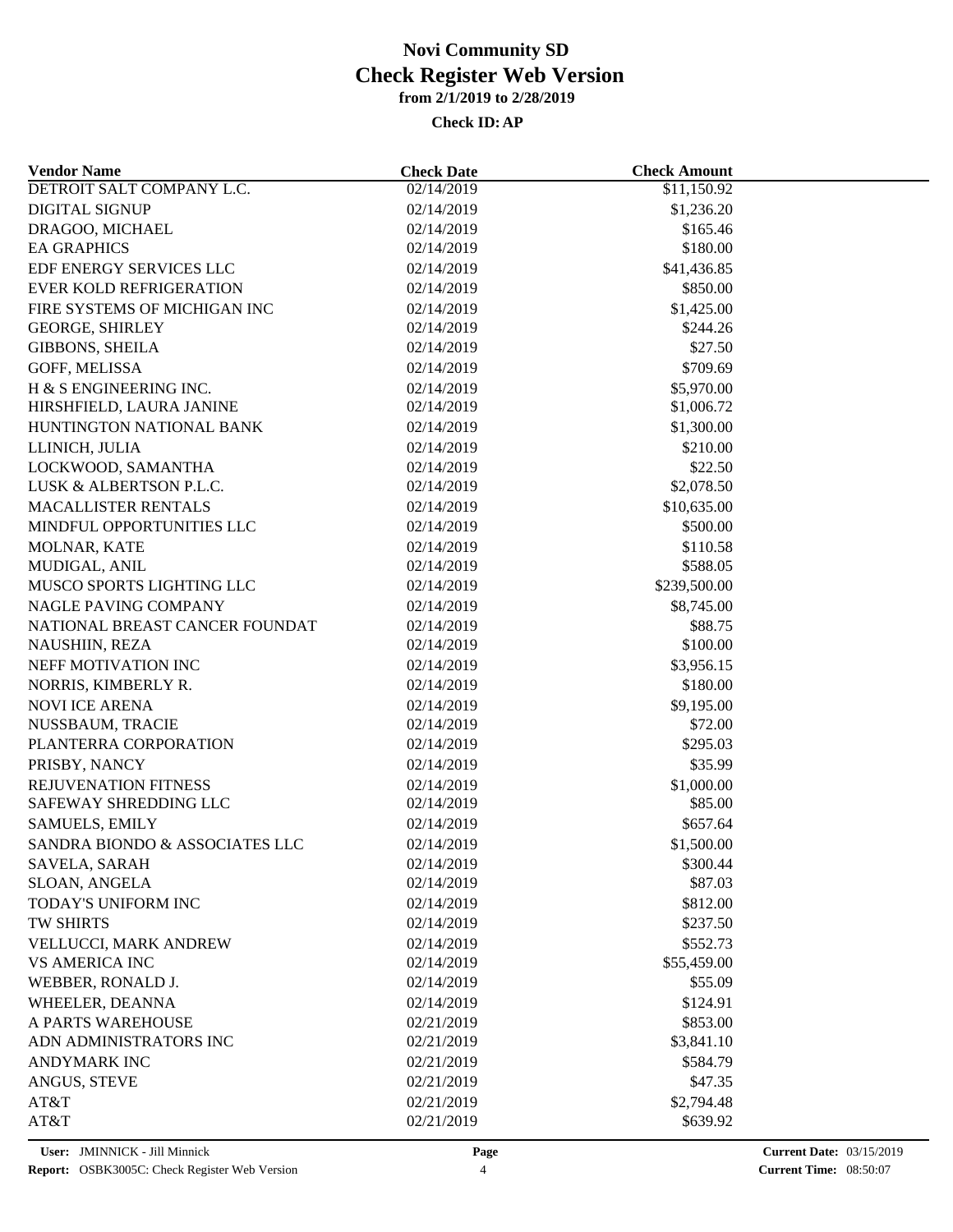# Novi Community SD

## Check Register Web Version

### from 2/1/2019 to 2/28/2019

**Check ID: AP**

| Vendor Name | Check Date | Check Amount |
|---|---|---|
| DETROIT SALT COMPANY L.C. | 02/14/2019 | \$11,150.92 |
| DIGITAL SIGNUP | 02/14/2019 | \$1,236.20 |
| DRAGOO, MICHAEL | 02/14/2019 | \$165.46 |
| EA GRAPHICS | 02/14/2019 | \$180.00 |
| EDF ENERGY SERVICES LLC | 02/14/2019 | \$41,436.85 |
| EVER KOLD REFRIGERATION | 02/14/2019 | \$850.00 |
| FIRE SYSTEMS OF MICHIGAN INC | 02/14/2019 | \$1,425.00 |
| GEORGE, SHIRLEY | 02/14/2019 | \$244.26 |
| GIBBONS, SHEILA | 02/14/2019 | \$27.50 |
| GOFF, MELISSA | 02/14/2019 | \$709.69 |
| H & S ENGINEERING INC. | 02/14/2019 | \$5,970.00 |
| HIRSHFIELD, LAURA JANINE | 02/14/2019 | \$1,006.72 |
| HUNTINGTON NATIONAL BANK | 02/14/2019 | \$1,300.00 |
| LLINICH, JULIA | 02/14/2019 | \$210.00 |
| LOCKWOOD, SAMANTHA | 02/14/2019 | \$22.50 |
| LUSK & ALBERTSON P.L.C. | 02/14/2019 | \$2,078.50 |
| MACALLISTER RENTALS | 02/14/2019 | \$10,635.00 |
| MINDFUL OPPORTUNITIES LLC | 02/14/2019 | \$500.00 |
| MOLNAR, KATE | 02/14/2019 | \$110.58 |
| MUDIGAL, ANIL | 02/14/2019 | \$588.05 |
| MUSCO SPORTS LIGHTING LLC | 02/14/2019 | \$239,500.00 |
| NAGLE PAVING COMPANY | 02/14/2019 | \$8,745.00 |
| NATIONAL BREAST CANCER FOUNDAT | 02/14/2019 | \$88.75 |
| NAUSHIIN, REZA | 02/14/2019 | \$100.00 |
| NEFF MOTIVATION INC | 02/14/2019 | \$3,956.15 |
| NORRIS, KIMBERLY R. | 02/14/2019 | \$180.00 |
| NOVI ICE ARENA | 02/14/2019 | \$9,195.00 |
| NUSSBAUM, TRACIE | 02/14/2019 | \$72.00 |
| PLANTERRA CORPORATION | 02/14/2019 | \$295.03 |
| PRISBY, NANCY | 02/14/2019 | \$35.99 |
| REJUVENATION FITNESS | 02/14/2019 | \$1,000.00 |
| SAFEWAY SHREDDING LLC | 02/14/2019 | \$85.00 |
| SAMUELS, EMILY | 02/14/2019 | \$657.64 |
| SANDRA BIONDO & ASSOCIATES LLC | 02/14/2019 | \$1,500.00 |
| SAVELA, SARAH | 02/14/2019 | \$300.44 |
| SLOAN, ANGELA | 02/14/2019 | \$87.03 |
| TODAY'S UNIFORM INC | 02/14/2019 | \$812.00 |
| TW SHIRTS | 02/14/2019 | \$237.50 |
| VELLUCCI, MARK ANDREW | 02/14/2019 | \$552.73 |
| VS AMERICA INC | 02/14/2019 | \$55,459.00 |
| WEBBER, RONALD J. | 02/14/2019 | \$55.09 |
| WHEELER, DEANNA | 02/14/2019 | \$124.91 |
| A PARTS WAREHOUSE | 02/21/2019 | \$853.00 |
| ADN ADMINISTRATORS INC | 02/21/2019 | \$3,841.10 |
| ANDYMARK INC | 02/21/2019 | \$584.79 |
| ANGUS, STEVE | 02/21/2019 | \$47.35 |
| AT&T | 02/21/2019 | \$2,794.48 |
| AT&T | 02/21/2019 | \$639.92 |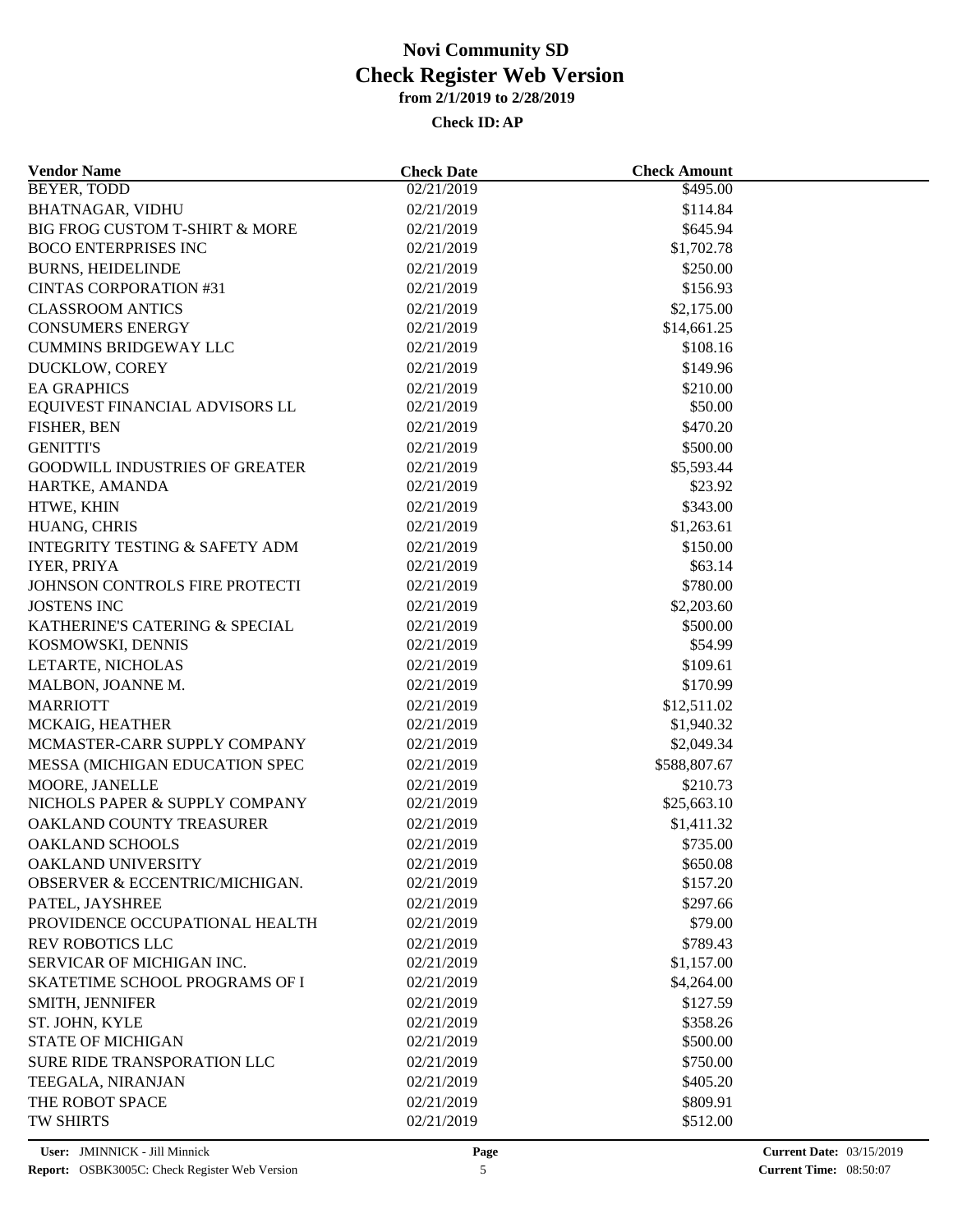# Novi Community SD
## Check Register Web Version
### from 2/1/2019 to 2/28/2019

**Check ID: AP**

| Vendor Name | Check Date | Check Amount |
|---|---|---|
| BEYER, TODD | 02/21/2019 | $495.00 |
| BHATNAGAR, VIDHU | 02/21/2019 | $114.84 |
| BIG FROG CUSTOM T-SHIRT & MORE | 02/21/2019 | $645.94 |
| BOCO ENTERPRISES INC | 02/21/2019 | $1,702.78 |
| BURNS, HEIDELINDE | 02/21/2019 | $250.00 |
| CINTAS CORPORATION #31 | 02/21/2019 | $156.93 |
| CLASSROOM ANTICS | 02/21/2019 | $2,175.00 |
| CONSUMERS ENERGY | 02/21/2019 | $14,661.25 |
| CUMMINS BRIDGEWAY LLC | 02/21/2019 | $108.16 |
| DUCKLOW, COREY | 02/21/2019 | $149.96 |
| EA GRAPHICS | 02/21/2019 | $210.00 |
| EQUIVEST FINANCIAL ADVISORS LL | 02/21/2019 | $50.00 |
| FISHER, BEN | 02/21/2019 | $470.20 |
| GENITTI'S | 02/21/2019 | $500.00 |
| GOODWILL INDUSTRIES OF GREATER | 02/21/2019 | $5,593.44 |
| HARTKE, AMANDA | 02/21/2019 | $23.92 |
| HTWE, KHIN | 02/21/2019 | $343.00 |
| HUANG, CHRIS | 02/21/2019 | $1,263.61 |
| INTEGRITY TESTING & SAFETY ADM | 02/21/2019 | $150.00 |
| IYER, PRIYA | 02/21/2019 | $63.14 |
| JOHNSON CONTROLS FIRE PROTECTI | 02/21/2019 | $780.00 |
| JOSTENS INC | 02/21/2019 | $2,203.60 |
| KATHERINE'S CATERING & SPECIAL | 02/21/2019 | $500.00 |
| KOSMOWSKI, DENNIS | 02/21/2019 | $54.99 |
| LETARTE, NICHOLAS | 02/21/2019 | $109.61 |
| MALBON, JOANNE M. | 02/21/2019 | $170.99 |
| MARRIOTT | 02/21/2019 | $12,511.02 |
| MCKAIG, HEATHER | 02/21/2019 | $1,940.32 |
| MCMASTER-CARR SUPPLY COMPANY | 02/21/2019 | $2,049.34 |
| MESSA (MICHIGAN EDUCATION SPEC | 02/21/2019 | $588,807.67 |
| MOORE, JANELLE | 02/21/2019 | $210.73 |
| NICHOLS PAPER & SUPPLY COMPANY | 02/21/2019 | $25,663.10 |
| OAKLAND COUNTY TREASURER | 02/21/2019 | $1,411.32 |
| OAKLAND SCHOOLS | 02/21/2019 | $735.00 |
| OAKLAND UNIVERSITY | 02/21/2019 | $650.08 |
| OBSERVER & ECCENTRIC/MICHIGAN. | 02/21/2019 | $157.20 |
| PATEL, JAYSHREE | 02/21/2019 | $297.66 |
| PROVIDENCE OCCUPATIONAL HEALTH | 02/21/2019 | $79.00 |
| REV ROBOTICS LLC | 02/21/2019 | $789.43 |
| SERVICAR OF MICHIGAN INC. | 02/21/2019 | $1,157.00 |
| SKATETIME SCHOOL PROGRAMS OF I | 02/21/2019 | $4,264.00 |
| SMITH, JENNIFER | 02/21/2019 | $127.59 |
| ST. JOHN, KYLE | 02/21/2019 | $358.26 |
| STATE OF MICHIGAN | 02/21/2019 | $500.00 |
| SURE RIDE TRANSPORATION LLC | 02/21/2019 | $750.00 |
| TEEGALA, NIRANJAN | 02/21/2019 | $405.20 |
| THE ROBOT SPACE | 02/21/2019 | $809.91 |
| TW SHIRTS | 02/21/2019 | $512.00 |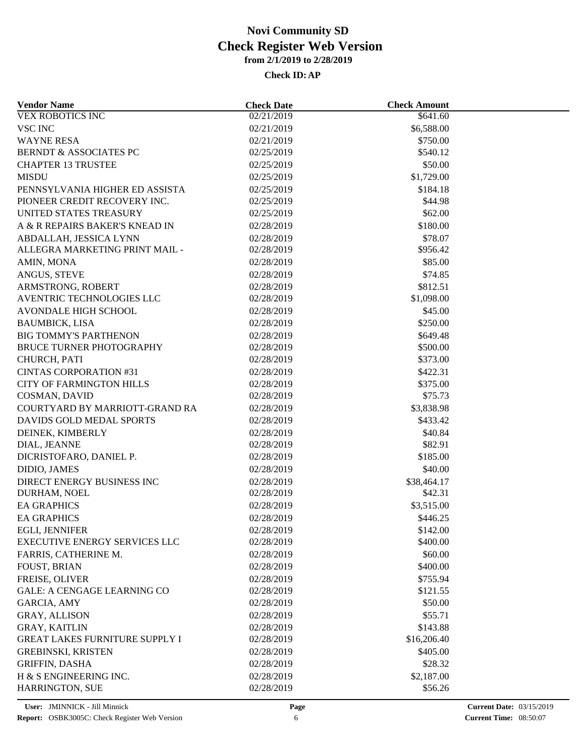# Novi Community SD
## Check Register Web Version
### from 2/1/2019 to 2/28/2019

**Check ID: AP**

| Vendor Name | Check Date | Check Amount |
|---|---|---|
| VEX ROBOTICS INC | 02/21/2019 | $641.60 |
| VSC INC | 02/21/2019 | $6,588.00 |
| WAYNE RESA | 02/21/2019 | $750.00 |
| BERNDT & ASSOCIATES PC | 02/25/2019 | $540.12 |
| CHAPTER 13 TRUSTEE | 02/25/2019 | $50.00 |
| MISDU | 02/25/2019 | $1,729.00 |
| PENNSYLVANIA HIGHER ED ASSISTA | 02/25/2019 | $184.18 |
| PIONEER CREDIT RECOVERY INC. | 02/25/2019 | $44.98 |
| UNITED STATES TREASURY | 02/25/2019 | $62.00 |
| A & R REPAIRS BAKER'S KNEAD IN | 02/28/2019 | $180.00 |
| ABDALLAH, JESSICA LYNN | 02/28/2019 | $78.07 |
| ALLEGRA MARKETING PRINT MAIL - | 02/28/2019 | $956.42 |
| AMIN, MONA | 02/28/2019 | $85.00 |
| ANGUS, STEVE | 02/28/2019 | $74.85 |
| ARMSTRONG, ROBERT | 02/28/2019 | $812.51 |
| AVENTRIC TECHNOLOGIES LLC | 02/28/2019 | $1,098.00 |
| AVONDALE HIGH SCHOOL | 02/28/2019 | $45.00 |
| BAUMBICK, LISA | 02/28/2019 | $250.00 |
| BIG TOMMY'S PARTHENON | 02/28/2019 | $649.48 |
| BRUCE TURNER PHOTOGRAPHY | 02/28/2019 | $500.00 |
| CHURCH, PATI | 02/28/2019 | $373.00 |
| CINTAS CORPORATION #31 | 02/28/2019 | $422.31 |
| CITY OF FARMINGTON HILLS | 02/28/2019 | $375.00 |
| COSMAN, DAVID | 02/28/2019 | $75.73 |
| COURTYARD BY MARRIOTT-GRAND RA | 02/28/2019 | $3,838.98 |
| DAVIDS GOLD MEDAL SPORTS | 02/28/2019 | $433.42 |
| DEINEK, KIMBERLY | 02/28/2019 | $40.84 |
| DIAL, JEANNE | 02/28/2019 | $82.91 |
| DICRISTOFARO, DANIEL P. | 02/28/2019 | $185.00 |
| DIDIO, JAMES | 02/28/2019 | $40.00 |
| DIRECT ENERGY BUSINESS INC | 02/28/2019 | $38,464.17 |
| DURHAM, NOEL | 02/28/2019 | $42.31 |
| EA GRAPHICS | 02/28/2019 | $3,515.00 |
| EA GRAPHICS | 02/28/2019 | $446.25 |
| EGLI, JENNIFER | 02/28/2019 | $142.00 |
| EXECUTIVE ENERGY SERVICES LLC | 02/28/2019 | $400.00 |
| FARRIS, CATHERINE M. | 02/28/2019 | $60.00 |
| FOUST, BRIAN | 02/28/2019 | $400.00 |
| FREISE, OLIVER | 02/28/2019 | $755.94 |
| GALE: A CENGAGE LEARNING CO | 02/28/2019 | $121.55 |
| GARCIA, AMY | 02/28/2019 | $50.00 |
| GRAY, ALLISON | 02/28/2019 | $55.71 |
| GRAY, KAITLIN | 02/28/2019 | $143.88 |
| GREAT LAKES FURNITURE SUPPLY I | 02/28/2019 | $16,206.40 |
| GREBINSKI, KRISTEN | 02/28/2019 | $405.00 |
| GRIFFIN, DASHA | 02/28/2019 | $28.32 |
| H & S ENGINEERING INC. | 02/28/2019 | $2,187.00 |
| HARRINGTON, SUE | 02/28/2019 | $56.26 |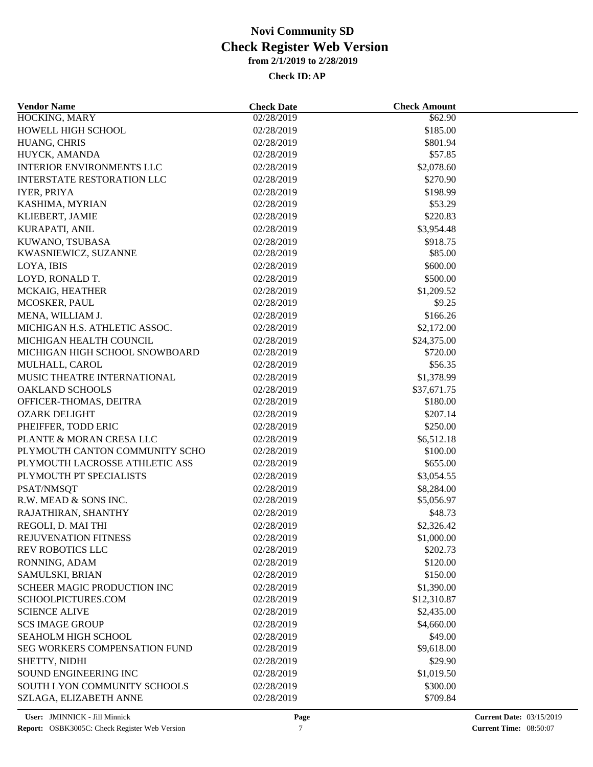# Novi Community SD
## Check Register Web Version
### from 2/1/2019 to 2/28/2019

**Check ID: AP**

| Vendor Name | Check Date | Check Amount |
|---|---|---|
| HOCKING, MARY | 02/28/2019 | $62.90 |
| HOWELL HIGH SCHOOL | 02/28/2019 | $185.00 |
| HUANG, CHRIS | 02/28/2019 | $801.94 |
| HUYCK, AMANDA | 02/28/2019 | $57.85 |
| INTERIOR ENVIRONMENTS LLC | 02/28/2019 | $2,078.60 |
| INTERSTATE RESTORATION LLC | 02/28/2019 | $270.90 |
| IYER, PRIYA | 02/28/2019 | $198.99 |
| KASHIMA, MYRIAN | 02/28/2019 | $53.29 |
| KLIEBERT, JAMIE | 02/28/2019 | $220.83 |
| KURAPATI, ANIL | 02/28/2019 | $3,954.48 |
| KUWANO, TSUBASA | 02/28/2019 | $918.75 |
| KWASNIEWICZ, SUZANNE | 02/28/2019 | $85.00 |
| LOYA, IBIS | 02/28/2019 | $600.00 |
| LOYD, RONALD T. | 02/28/2019 | $500.00 |
| MCKAIG, HEATHER | 02/28/2019 | $1,209.52 |
| MCOSKER, PAUL | 02/28/2019 | $9.25 |
| MENA, WILLIAM J. | 02/28/2019 | $166.26 |
| MICHIGAN H.S. ATHLETIC ASSOC. | 02/28/2019 | $2,172.00 |
| MICHIGAN HEALTH COUNCIL | 02/28/2019 | $24,375.00 |
| MICHIGAN HIGH SCHOOL SNOWBOARD | 02/28/2019 | $720.00 |
| MULHALL, CAROL | 02/28/2019 | $56.35 |
| MUSIC THEATRE INTERNATIONAL | 02/28/2019 | $1,378.99 |
| OAKLAND SCHOOLS | 02/28/2019 | $37,671.75 |
| OFFICER-THOMAS, DEITRA | 02/28/2019 | $180.00 |
| OZARK DELIGHT | 02/28/2019 | $207.14 |
| PHEIFFER, TODD ERIC | 02/28/2019 | $250.00 |
| PLANTE & MORAN CRESA LLC | 02/28/2019 | $6,512.18 |
| PLYMOUTH CANTON COMMUNITY SCHO | 02/28/2019 | $100.00 |
| PLYMOUTH LACROSSE ATHLETIC ASS | 02/28/2019 | $655.00 |
| PLYMOUTH PT SPECIALISTS | 02/28/2019 | $3,054.55 |
| PSAT/NMSQT | 02/28/2019 | $8,284.00 |
| R.W. MEAD & SONS INC. | 02/28/2019 | $5,056.97 |
| RAJATHIRAN, SHANTHY | 02/28/2019 | $48.73 |
| REGOLI, D. MAI THI | 02/28/2019 | $2,326.42 |
| REJUVENATION FITNESS | 02/28/2019 | $1,000.00 |
| REV ROBOTICS LLC | 02/28/2019 | $202.73 |
| RONNING, ADAM | 02/28/2019 | $120.00 |
| SAMULSKI, BRIAN | 02/28/2019 | $150.00 |
| SCHEER MAGIC PRODUCTION INC | 02/28/2019 | $1,390.00 |
| SCHOOLPICTURES.COM | 02/28/2019 | $12,310.87 |
| SCIENCE ALIVE | 02/28/2019 | $2,435.00 |
| SCS IMAGE GROUP | 02/28/2019 | $4,660.00 |
| SEAHOLM HIGH SCHOOL | 02/28/2019 | $49.00 |
| SEG WORKERS COMPENSATION FUND | 02/28/2019 | $9,618.00 |
| SHETTY, NIDHI | 02/28/2019 | $29.90 |
| SOUND ENGINEERING INC | 02/28/2019 | $1,019.50 |
| SOUTH LYON COMMUNITY SCHOOLS | 02/28/2019 | $300.00 |
| SZLAGA, ELIZABETH ANNE | 02/28/2019 | $709.84 |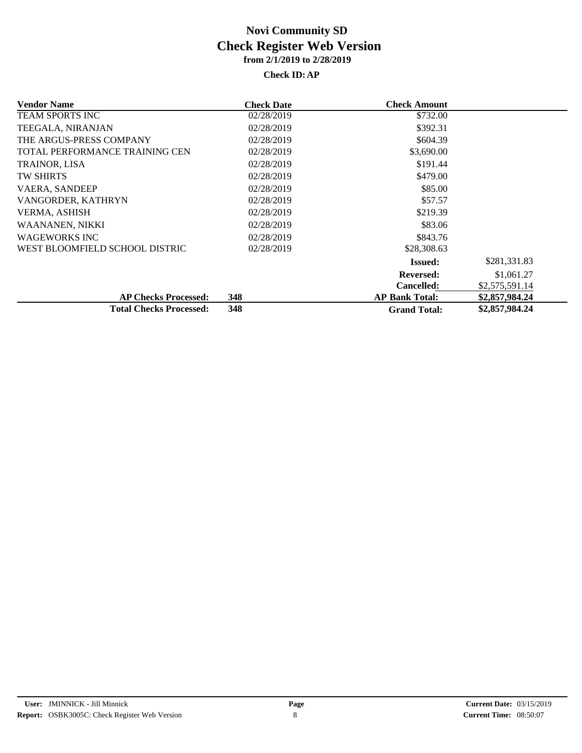# Novi Community SD

## Check Register Web Version

### from 2/1/2019 to 2/28/2019

**Check ID: AP**

| Vendor Name | Check Date | Check Amount | |
|---|---|---|---|
| TEAM SPORTS INC | 02/28/2019 | $732.00 | |
| TEEGALA, NIRANJAN | 02/28/2019 | $392.31 | |
| THE ARGUS-PRESS COMPANY | 02/28/2019 | $604.39 | |
| TOTAL PERFORMANCE TRAINING CEN | 02/28/2019 | $3,690.00 | |
| TRAINOR, LISA | 02/28/2019 | $191.44 | |
| TW SHIRTS | 02/28/2019 | $479.00 | |
| VAERA, SANDEEP | 02/28/2019 | $85.00 | |
| VANGORDER, KATHRYN | 02/28/2019 | $57.57 | |
| VERMA, ASHISH | 02/28/2019 | $219.39 | |
| WAANANEN, NIKKI | 02/28/2019 | $83.06 | |
| WAGEWORKS INC | 02/28/2019 | $843.76 | |
| WEST BLOOMFIELD SCHOOL DISTRIC | 02/28/2019 | $28,308.63 | |
| | | **Issued:** | $281,331.83 |
| | | **Reversed:** | $1,061.27 |
| | | **Cancelled:** | $2,575,591.14 |
| **AP Checks Processed:** | **348** | **AP Bank Total:** | **$2,857,984.24** |
| **Total Checks Processed:** | **348** | **Grand Total:** | **$2,857,984.24** |

**User:** JMINNICK - Jill Minnick
**Report:** OSBK3005C: Check Register Web Version
**Current Date:** 03/15/2019
**Current Time:** 08:50:07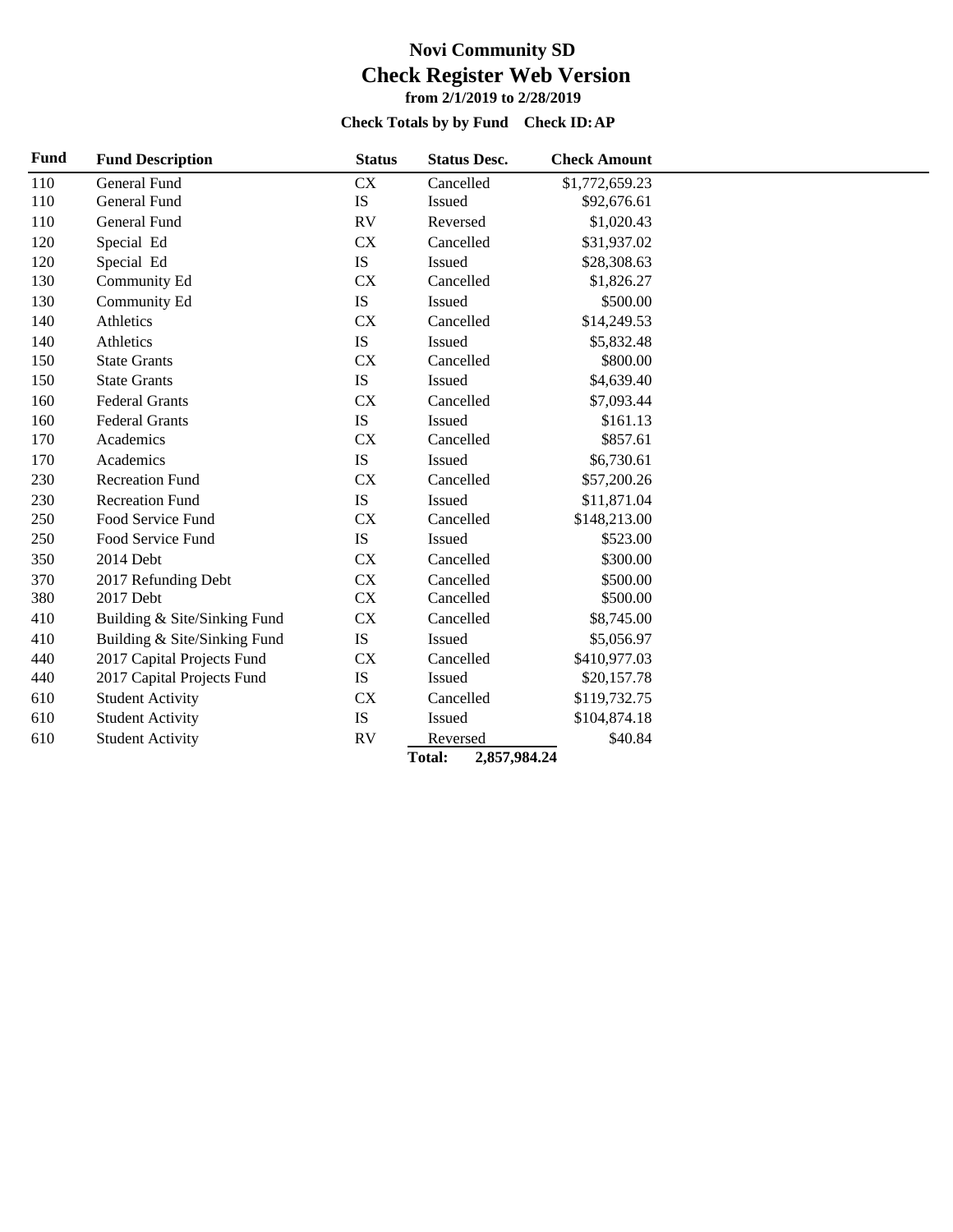# Novi Community SD
## Check Register Web Version
### from 2/1/2019 to 2/28/2019

**Check Totals by by Fund Check ID: AP**

| Fund | Fund Description | Status | Status Desc. | Check Amount |
|---|---|---|---|---|
| 110 | General Fund | CX | Cancelled | $1,772,659.23 |
| 110 | General Fund | IS | Issued | $92,676.61 |
| 110 | General Fund | RV | Reversed | $1,020.43 |
| 120 | Special Ed | CX | Cancelled | $31,937.02 |
| 120 | Special Ed | IS | Issued | $28,308.63 |
| 130 | Community Ed | CX | Cancelled | $1,826.27 |
| 130 | Community Ed | IS | Issued | $500.00 |
| 140 | Athletics | CX | Cancelled | $14,249.53 |
| 140 | Athletics | IS | Issued | $5,832.48 |
| 150 | State Grants | CX | Cancelled | $800.00 |
| 150 | State Grants | IS | Issued | $4,639.40 |
| 160 | Federal Grants | CX | Cancelled | $7,093.44 |
| 160 | Federal Grants | IS | Issued | $161.13 |
| 170 | Academics | CX | Cancelled | $857.61 |
| 170 | Academics | IS | Issued | $6,730.61 |
| 230 | Recreation Fund | CX | Cancelled | $57,200.26 |
| 230 | Recreation Fund | IS | Issued | $11,871.04 |
| 250 | Food Service Fund | CX | Cancelled | $148,213.00 |
| 250 | Food Service Fund | IS | Issued | $523.00 |
| 350 | 2014 Debt | CX | Cancelled | $300.00 |
| 370 | 2017 Refunding Debt | CX | Cancelled | $500.00 |
| 380 | 2017 Debt | CX | Cancelled | $500.00 |
| 410 | Building & Site/Sinking Fund | CX | Cancelled | $8,745.00 |
| 410 | Building & Site/Sinking Fund | IS | Issued | $5,056.97 |
| 440 | 2017 Capital Projects Fund | CX | Cancelled | $410,977.03 |
| 440 | 2017 Capital Projects Fund | IS | Issued | $20,157.78 |
| 610 | Student Activity | CX | Cancelled | $119,732.75 |
| 610 | Student Activity | IS | Issued | $104,874.18 |
| 610 | Student Activity | RV | Reversed | $40.84 |
| | | | **Total:** | **2,857,984.24** |